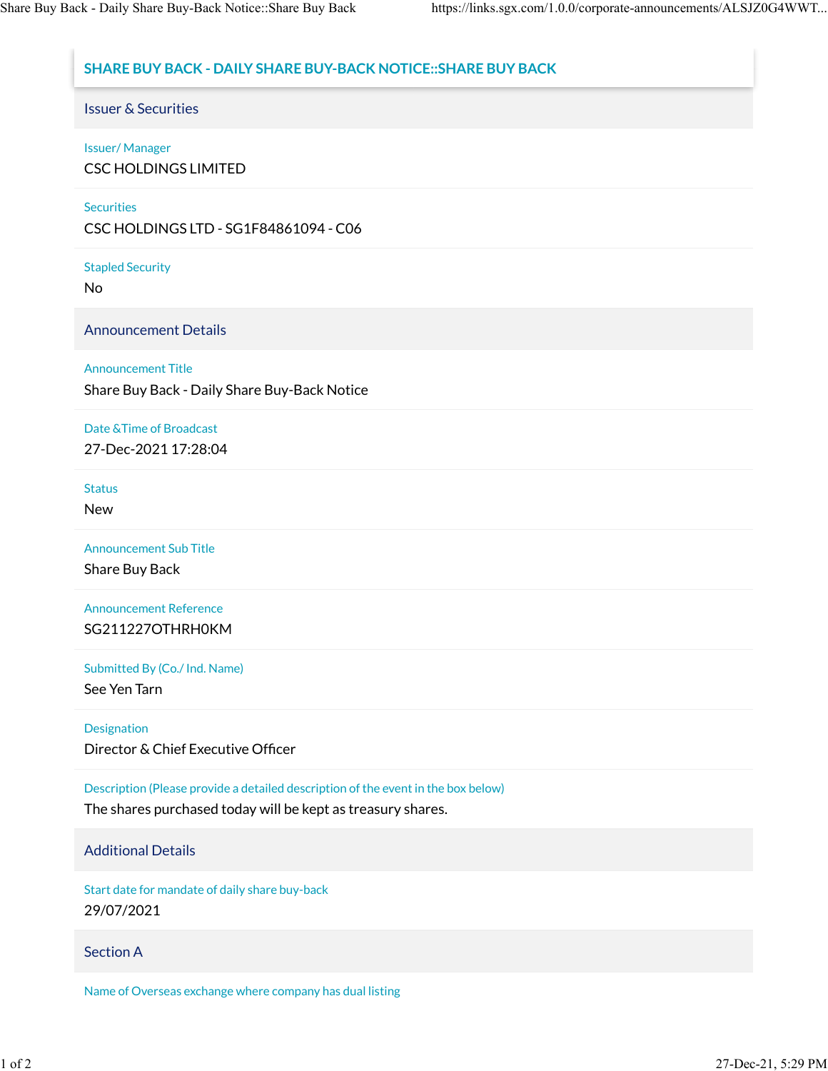# SHARE BUY BACK - DAILY SHARE BUY-BACK NOTICE::SHARE BUY BACK

## Issuer & Securities

**Issuer/ Manager**

CSC HOLDINGS LIMITED

**Securities**

CSC HOLDINGS LTD - SG1F84861094 - C06

**Stapled Security**

No

## Announcement Details

**Announcement Title**

Share Buy Back - Daily Share Buy-Back Notice

**Date &Time of Broadcast**

27-Dec-2021 17:28:04

**Status**

New

**Announcement Sub Title**

Share Buy Back

**Announcement Reference**

SG211227OTHRH0KM

**Submitted By (Co./ Ind. Name)**

See Yen Tarn

**Designation**

Director & Chief Executive Officer

**Description (Please provide a detailed description of the event in the box below)**

The shares purchased today will be kept as treasury shares.

## Additional Details

**Start date for mandate of daily share buy-back**

29/07/2021

## Section A

**Name of Overseas exchange where company has dual listing**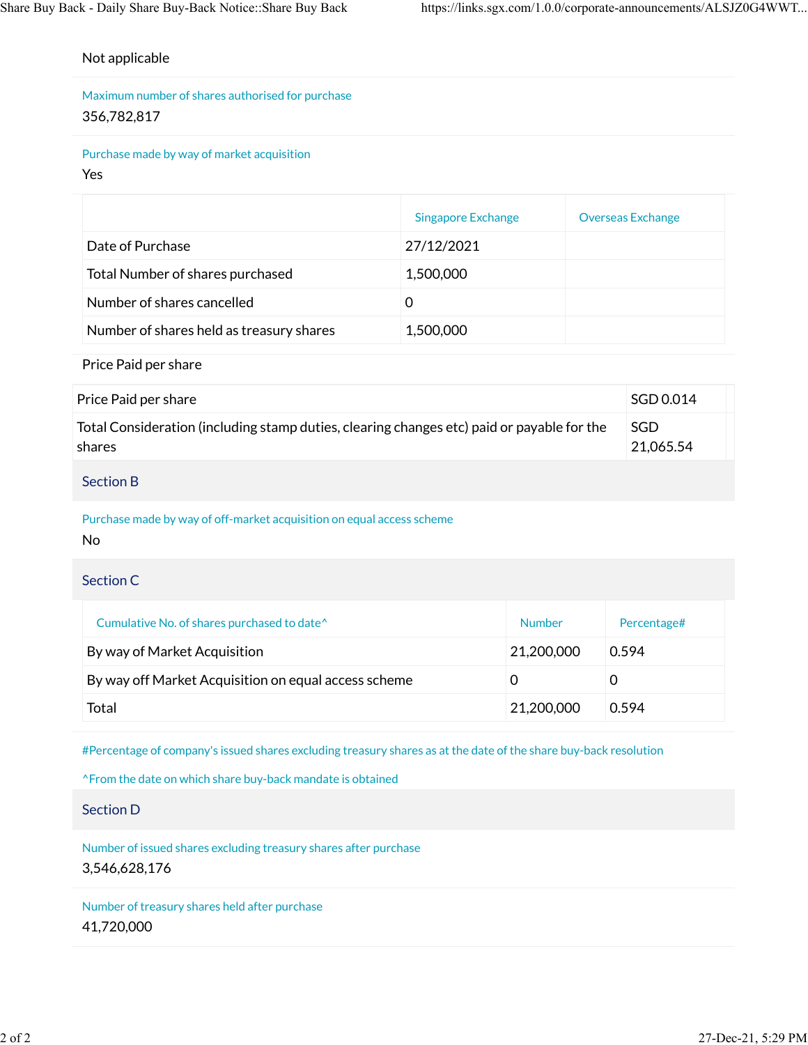Not applicable

Maximum number of shares authorised for purchase

356,782,817

Purchase made by way of market acquisition

Yes

| | Singapore Exchange | Overseas Exchange |
|---|---|---|
| Date of Purchase | 27/12/2021 | |
| Total Number of shares purchased | 1,500,000 | |
| Number of shares cancelled | 0 | |
| Number of shares held as treasury shares | 1,500,000 | |

Price Paid per share

| | |
|---|---|
| Price Paid per share | SGD 0.014 |
| Total Consideration (including stamp duties, clearing changes etc) paid or payable for the shares | SGD 21,065.54 |

## Section B

Purchase made by way of off-market acquisition on equal access scheme

No

## Section C

| Cumulative No. of shares purchased to date^ | Number | Percentage# |
|---|---|---|
| By way of Market Acquisition | 21,200,000 | 0.594 |
| By way off Market Acquisition on equal access scheme | 0 | 0 |
| Total | 21,200,000 | 0.594 |

#Percentage of company's issued shares excluding treasury shares as at the date of the share buy-back resolution

^From the date on which share buy-back mandate is obtained

## Section D

Number of issued shares excluding treasury shares after purchase

3,546,628,176

Number of treasury shares held after purchase

41,720,000